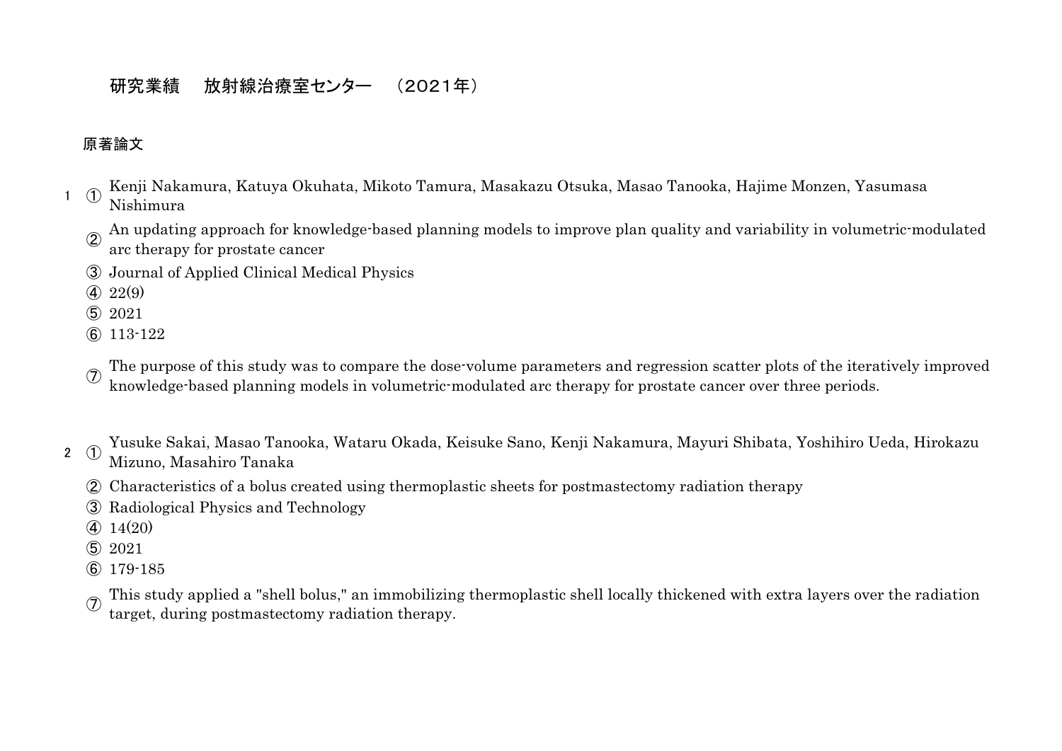# 研究業績　放射線治療室センター　（2021年）

## 原著論文

1 ① Kenji Nakamura, Katuya Okuhata, Mikoto Tamura, Masakazu Otsuka, Masao Tanooka, Hajime Monzen, Yasumasa Nishimura

② An updating approach for knowledge-based planning models to improve plan quality and variability in volumetric-modulated arc therapy for prostate cancer

③ Journal of Applied Clinical Medical Physics

④ 22(9)

⑤ 2021

⑥ 113-122

⑦ The purpose of this study was to compare the dose-volume parameters and regression scatter plots of the iteratively improved knowledge-based planning models in volumetric-modulated arc therapy for prostate cancer over three periods.

2 ① Yusuke Sakai, Masao Tanooka, Wataru Okada, Keisuke Sano, Kenji Nakamura, Mayuri Shibata, Yoshihiro Ueda, Hirokazu Mizuno, Masahiro Tanaka

② Characteristics of a bolus created using thermoplastic sheets for postmastectomy radiation therapy

③ Radiological Physics and Technology

④ 14(20)

⑤ 2021

⑥ 179-185

⑦ This study applied a "shell bolus," an immobilizing thermoplastic shell locally thickened with extra layers over the radiation target, during postmastectomy radiation therapy.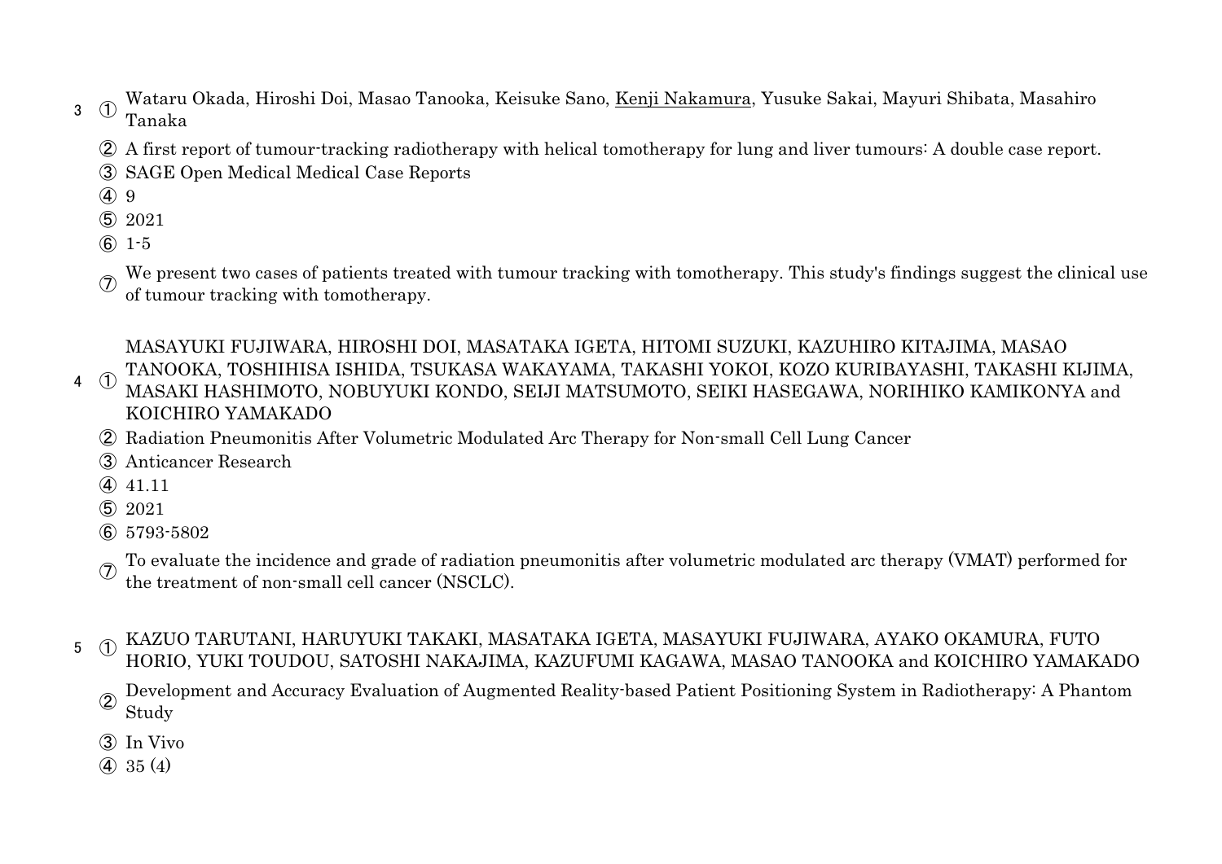3 ① Wataru Okada, Hiroshi Doi, Masao Tanooka, Keisuke Sano, <u>Kenji Nakamura</u>, Yusuke Sakai, Mayuri Shibata, Masahiro Tanaka

② A first report of tumour-tracking radiotherapy with helical tomotherapy for lung and liver tumours: A double case report.

③ SAGE Open Medical Medical Case Reports

④ 9

⑤ 2021

⑥ 1-5

⑦ We present two cases of patients treated with tumour tracking with tomotherapy. This study's findings suggest the clinical use of tumour tracking with tomotherapy.

4 ① MASAYUKI FUJIWARA, HIROSHI DOI, MASATAKA IGETA, HITOMI SUZUKI, KAZUHIRO KITAJIMA, MASAO TANOOKA, TOSHIHISA ISHIDA, TSUKASA WAKAYAMA, TAKASHI YOKOI, KOZO KURIBAYASHI, TAKASHI KIJIMA, MASAKI HASHIMOTO, NOBUYUKI KONDO, SEIJI MATSUMOTO, SEIKI HASEGAWA, NORIHIKO KAMIKONYA and KOICHIRO YAMAKADO

② Radiation Pneumonitis After Volumetric Modulated Arc Therapy for Non-small Cell Lung Cancer

③ Anticancer Research

④ 41.11

⑤ 2021

⑥ 5793-5802

⑦ To evaluate the incidence and grade of radiation pneumonitis after volumetric modulated arc therapy (VMAT) performed for the treatment of non-small cell cancer (NSCLC).

5 ① KAZUO TARUTANI, HARUYUKI TAKAKI, MASATAKA IGETA, MASAYUKI FUJIWARA, AYAKO OKAMURA, FUTO HORIO, YUKI TOUDOU, SATOSHI NAKAJIMA, KAZUFUMI KAGAWA, MASAO TANOOKA and KOICHIRO YAMAKADO

② Development and Accuracy Evaluation of Augmented Reality-based Patient Positioning System in Radiotherapy: A Phantom Study

③ In Vivo

④ 35 (4)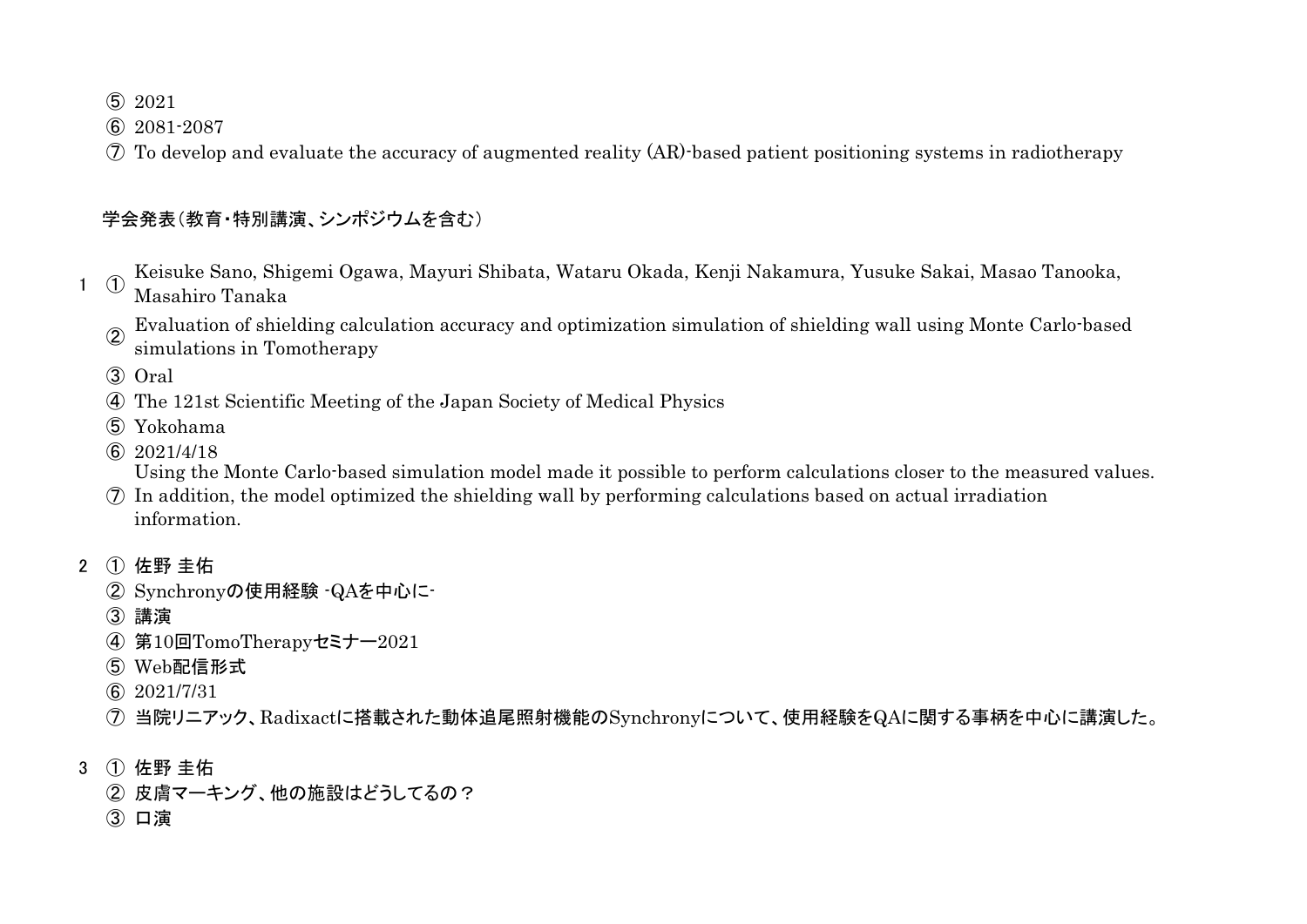⑤ 2021

⑥ 2081-2087

⑦ To develop and evaluate the accuracy of augmented reality (AR)-based patient positioning systems in radiotherapy

学会発表（教育・特別講演、シンポジウムを含む）

1 ① Keisuke Sano, Shigemi Ogawa, Mayuri Shibata, Wataru Okada, Kenji Nakamura, Yusuke Sakai, Masao Tanooka, Masahiro Tanaka

② Evaluation of shielding calculation accuracy and optimization simulation of shielding wall using Monte Carlo-based simulations in Tomotherapy

③ Oral

④ The 121st Scientific Meeting of the Japan Society of Medical Physics

⑤ Yokohama

⑥ 2021/4/18

⑦ Using the Monte Carlo-based simulation model made it possible to perform calculations closer to the measured values. In addition, the model optimized the shielding wall by performing calculations based on actual irradiation information.

2 ① 佐野 圭佑

② Synchronyの使用経験 -QAを中心に-

③ 講演

④ 第10回TomoTherapyセミナー2021

⑤ Web配信形式

⑥ 2021/7/31

⑦ 当院リニアック、Radixactに搭載された動体追尾照射機能のSynchronyについて、使用経験をQAに関する事柄を中心に講演した。

3 ① 佐野 圭佑

② 皮膚マーキング、他の施設はどうしてるの？

③ 口演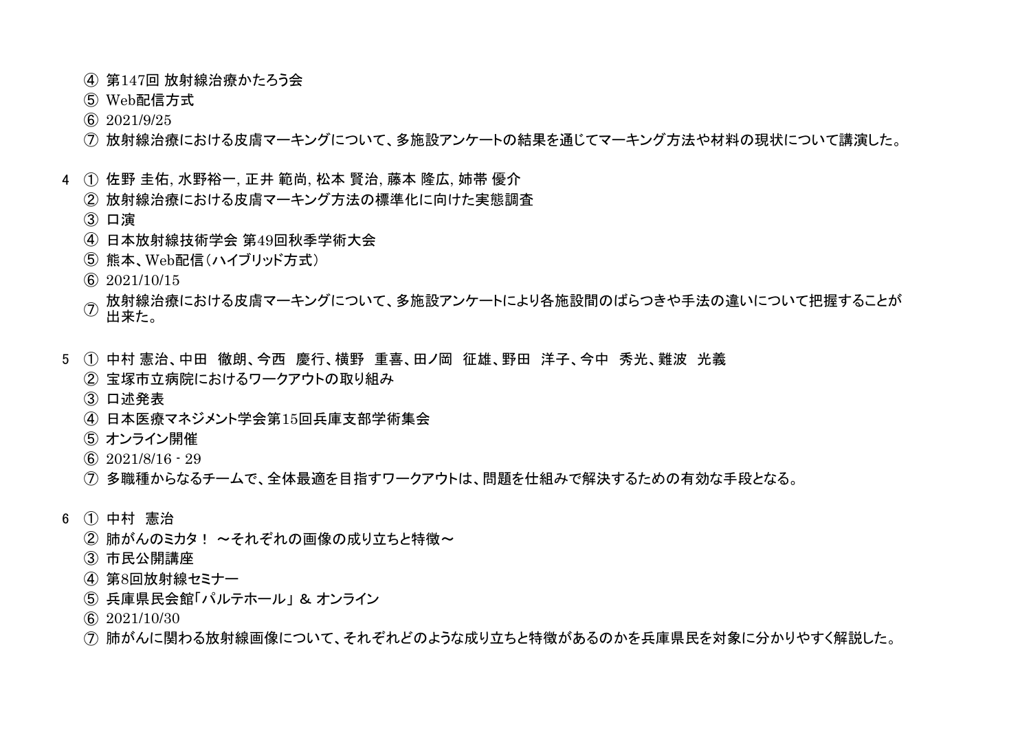④ 第147回 放射線治療かたろう会
⑤ Web配信方式
⑥ 2021/9/25
⑦ 放射線治療における皮膚マーキングについて、多施設アンケートの結果を通じてマーキング方法や材料の現状について講演した。

4 ① 佐野 圭佑, 水野裕一, 正井 範尚, 松本 賢治, 藤本 隆広, 姉帯 優介
② 放射線治療における皮膚マーキング方法の標準化に向けた実態調査
③ 口演
④ 日本放射線技術学会 第49回秋季学術大会
⑤ 熊本、Web配信（ハイブリッド方式）
⑥ 2021/10/15
⑦ 放射線治療における皮膚マーキングについて、多施設アンケートにより各施設間のばらつきや手法の違いについて把握することが出来た。

5 ① 中村 憲治、中田　徹朗、今西　慶行、横野　重喜、田ノ岡　征雄、野田　洋子、今中　秀光、難波　光義
② 宝塚市立病院におけるワークアウトの取り組み
③ 口述発表
④ 日本医療マネジメント学会第15回兵庫支部学術集会
⑤ オンライン開催
⑥ 2021/8/16 - 29
⑦ 多職種からなるチームで、全体最適を目指すワークアウトは、問題を仕組みで解決するための有効な手段となる。

6 ① 中村　憲治
② 肺がんのミカタ！ ～それぞれの画像の成り立ちと特徴～
③ 市民公開講座
④ 第8回放射線セミナー
⑤ 兵庫県民会館「パルテホール」 & オンライン
⑥ 2021/10/30
⑦ 肺がんに関わる放射線画像について、それぞれどのような成り立ちと特徴があるのかを兵庫県民を対象に分かりやすく解説した。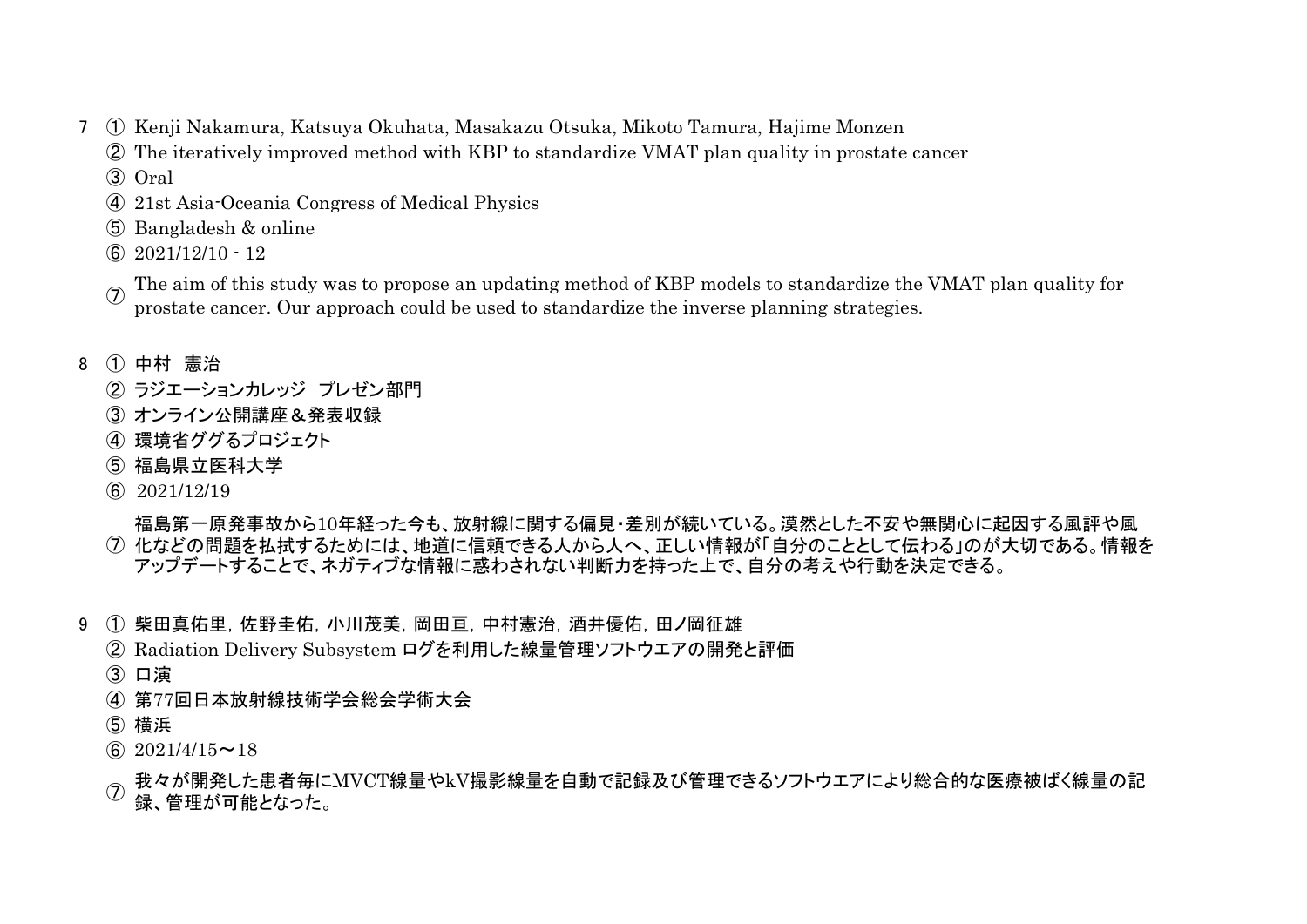7 ① Kenji Nakamura, Katsuya Okuhata, Masakazu Otsuka, Mikoto Tamura, Hajime Monzen
② The iteratively improved method with KBP to standardize VMAT plan quality in prostate cancer
③ Oral
④ 21st Asia-Oceania Congress of Medical Physics
⑤ Bangladesh & online
⑥ 2021/12/10 - 12
⑦ The aim of this study was to propose an updating method of KBP models to standardize the VMAT plan quality for prostate cancer. Our approach could be used to standardize the inverse planning strategies.

8 ① 中村 憲治
② ラジエーションカレッジ プレゼン部門
③ オンライン公開講座＆発表収録
④ 環境省ググるプロジェクト
⑤ 福島県立医科大学
⑥ 2021/12/19
⑦ 福島第一原発事故から10年経った今も、放射線に関する偏見・差別が続いている。漠然とした不安や無関心に起因する風評や風化などの問題を払拭するためには、地道に信頼できる人から人へ、正しい情報が「自分のこととして伝わる」のが大切である。情報をアップデートすることで、ネガティブな情報に惑わされない判断力を持った上で、自分の考えや行動を決定できる。

9 ① 柴田真佑里, 佐野圭佑, 小川茂美, 岡田亘, 中村憲治, 酒井優佑, 田ノ岡征雄
② Radiation Delivery Subsystem ログを利用した線量管理ソフトウエアの開発と評価
③ 口演
④ 第77回日本放射線技術学会総会学術大会
⑤ 横浜
⑥ 2021/4/15〜18
⑦ 我々が開発した患者毎にMVCT線量やkV撮影線量を自動で記録及び管理できるソフトウエアにより総合的な医療被ばく線量の記録、管理が可能となった。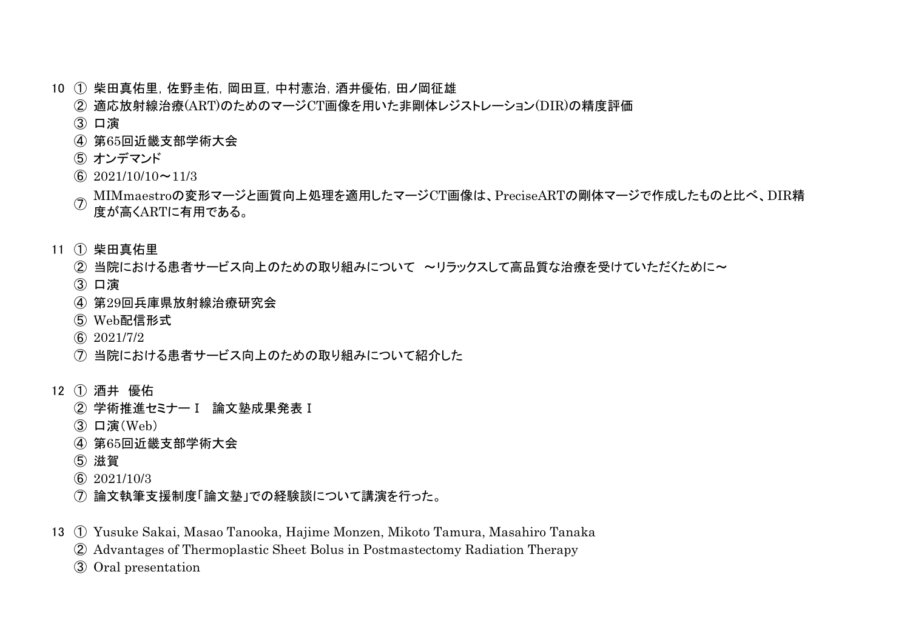10 ① 柴田真佑里, 佐野圭佑, 岡田亘, 中村憲治, 酒井優佑, 田ノ岡征雄
② 適応放射線治療(ART)のためのマージCT画像を用いた非剛体レジストレーション(DIR)の精度評価
③ 口演
④ 第65回近畿支部学術大会
⑤ オンデマンド
⑥ 2021/10/10～11/3
⑦ MIMmaestroの変形マージと画質向上処理を適用したマージCT画像は、PreciseARTの剛体マージで作成したものと比べ、DIR精度が高くARTに有用である。

11 ① 柴田真佑里
② 当院における患者サービス向上のための取り組みについて ～リラックスして高品質な治療を受けていただくために～
③ 口演
④ 第29回兵庫県放射線治療研究会
⑤ Web配信形式
⑥ 2021/7/2
⑦ 当院における患者サービス向上のための取り組みについて紹介した

12 ① 酒井 優佑
② 学術推進セミナーⅠ 論文塾成果発表Ⅰ
③ 口演(Web)
④ 第65回近畿支部学術大会
⑤ 滋賀
⑥ 2021/10/3
⑦ 論文執筆支援制度「論文塾」での経験談について講演を行った。

13 ① Yusuke Sakai, Masao Tanooka, Hajime Monzen, Mikoto Tamura, Masahiro Tanaka
② Advantages of Thermoplastic Sheet Bolus in Postmastectomy Radiation Therapy
③ Oral presentation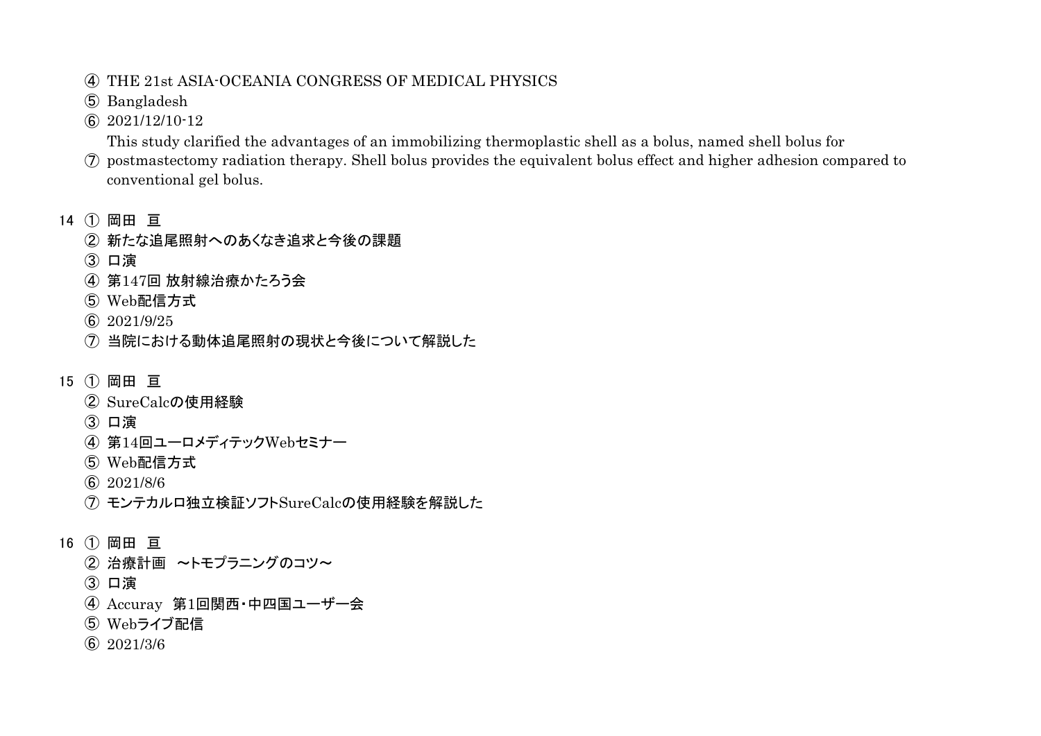④ THE 21st ASIA-OCEANIA CONGRESS OF MEDICAL PHYSICS
⑤ Bangladesh
⑥ 2021/12/10-12
⑦ This study clarified the advantages of an immobilizing thermoplastic shell as a bolus, named shell bolus for postmastectomy radiation therapy. Shell bolus provides the equivalent bolus effect and higher adhesion compared to conventional gel bolus.

14 ① 岡田　亘
② 新たな追尾照射へのあくなき追求と今後の課題
③ 口演
④ 第147回 放射線治療かたろう会
⑤ Web配信方式
⑥ 2021/9/25
⑦ 当院における動体追尾照射の現状と今後について解説した

15 ① 岡田　亘
② SureCalcの使用経験
③ 口演
④ 第14回ユーロメディテックWebセミナー
⑤ Web配信方式
⑥ 2021/8/6
⑦ モンテカルロ独立検証ソフトSureCalcの使用経験を解説した

16 ① 岡田　亘
② 治療計画　～トモプラニングのコツ～
③ 口演
④ Accuray　第1回関西・中四国ユーザー会
⑤ Webライブ配信
⑥ 2021/3/6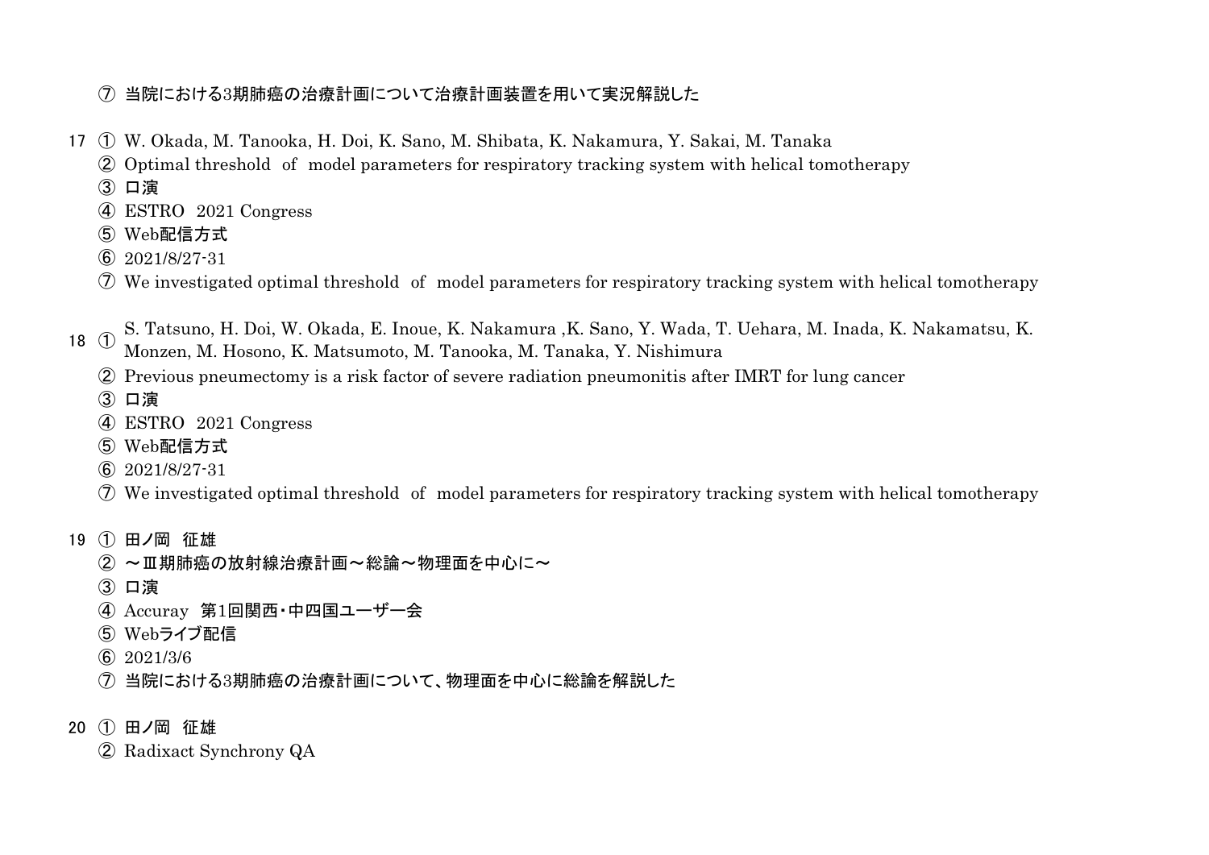⑦ 当院における3期肺癌の治療計画について治療計画装置を用いて実況解説した

17 ① W. Okada, M. Tanooka, H. Doi, K. Sano, M. Shibata, K. Nakamura, Y. Sakai, M. Tanaka

② Optimal threshold of model parameters for respiratory tracking system with helical tomotherapy

③ 口演

④ ESTRO 2021 Congress

⑤ Web配信方式

⑥ 2021/8/27-31

⑦ We investigated optimal threshold of model parameters for respiratory tracking system with helical tomotherapy

18 ① S. Tatsuno, H. Doi, W. Okada, E. Inoue, K. Nakamura ,K. Sano, Y. Wada, T. Uehara, M. Inada, K. Nakamatsu, K. Monzen, M. Hosono, K. Matsumoto, M. Tanooka, M. Tanaka, Y. Nishimura

② Previous pneumectomy is a risk factor of severe radiation pneumonitis after IMRT for lung cancer

③ 口演

④ ESTRO 2021 Congress

⑤ Web配信方式

⑥ 2021/8/27-31

⑦ We investigated optimal threshold of model parameters for respiratory tracking system with helical tomotherapy

19 ① 田ノ岡 征雄

② ～Ⅲ期肺癌の放射線治療計画～総論～物理面を中心に～

③ 口演

④ Accuray 第1回関西・中四国ユーザー会

⑤ Webライブ配信

⑥ 2021/3/6

⑦ 当院における3期肺癌の治療計画について、物理面を中心に総論を解説した

20 ① 田ノ岡 征雄

② Radixact Synchrony QA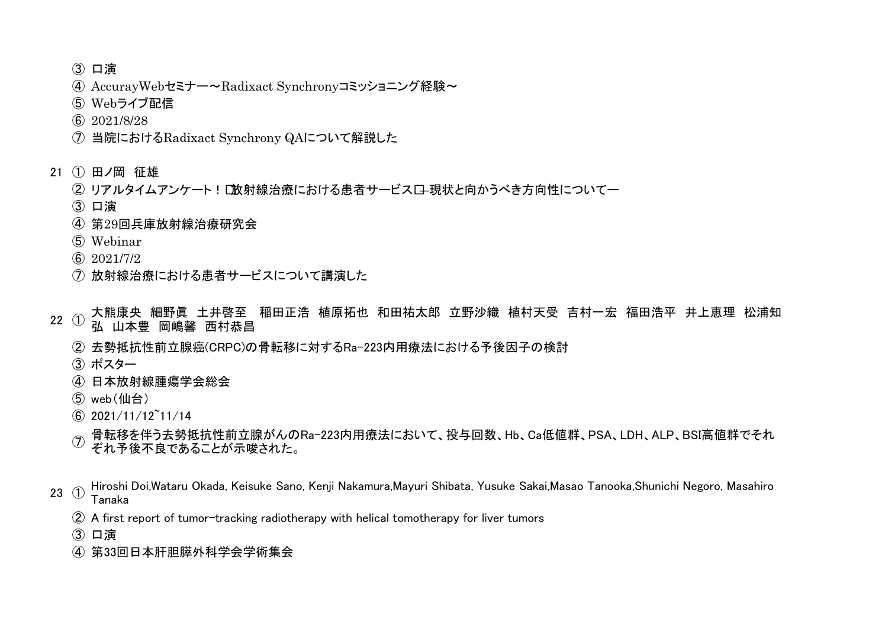③ 口演

④ AccurayWebセミナー～Radixact Synchronyコミッショニング経験～

⑤ Webライブ配信

⑥ 2021/8/28

⑦ 当院におけるRadixact Synchrony QAについて解説した

21 ① 田ノ岡　征雄

② リアルタイムアンケート！□放射線治療における患者サービス□‐現状と向かうべき方向性について―

③ 口演

④ 第29回兵庫放射線治療研究会

⑤ Webinar

⑥ 2021/7/2

⑦ 放射線治療における患者サービスについて講演した

22 ① 大熊康央　細野眞　土井啓至　稲田正浩　植原拓也　和田祐太郎　立野沙織　植村天受　吉村一宏　福田浩平　井上恵理　松浦知弘　山本豊　岡嶋馨　西村恭昌

② 去勢抵抗性前立腺癌(CRPC)の骨転移に対するRa-223内用療法における予後因子の検討

③ ポスター

④ 日本放射線腫瘍学会総会

⑤ web（仙台）

⑥ 2021/11/12~11/14

⑦ 骨転移を伴う去勢抵抗性前立腺がんのRa-223内用療法において、投与回数、Hb、Ca低値群、PSA、LDH、ALP、BSI高値群でそれぞれ予後不良であることが示唆された。

23 ① Hiroshi Doi,Wataru Okada, Keisuke Sano, Kenji Nakamura,Mayuri Shibata, Yusuke Sakai,Masao Tanooka,Shunichi Negoro, Masahiro Tanaka

② A first report of tumor-tracking radiotherapy with helical tomotherapy for liver tumors

③ 口演

④ 第33回日本肝胆膵外科学会学術集会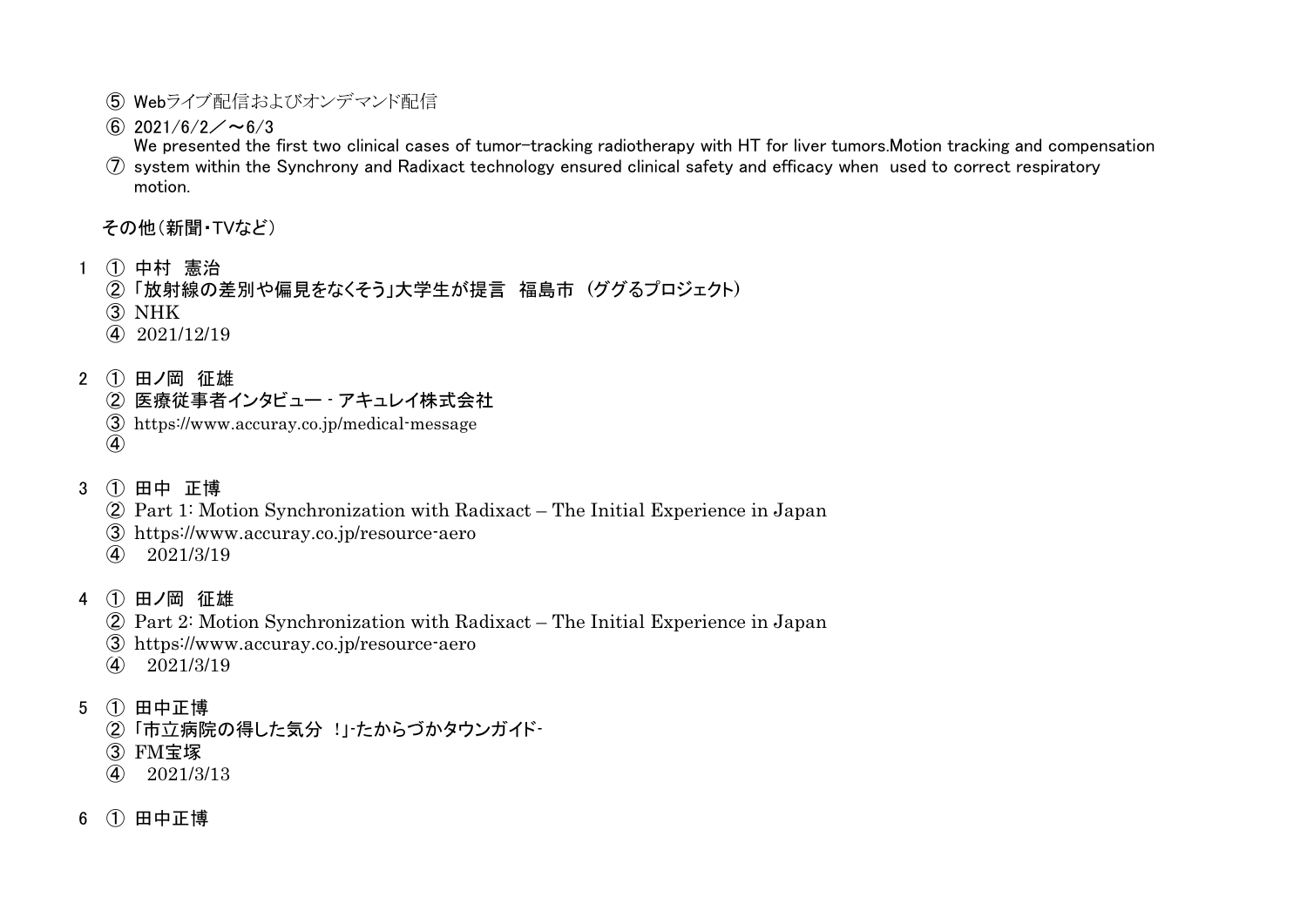⑤ Webライブ配信およびオンデマンド配信

⑥ 2021/6/2／～6/3

⑦ We presented the first two clinical cases of tumor-tracking radiotherapy with HT for liver tumors.Motion tracking and compensation system within the Synchrony and Radixact technology ensured clinical safety and efficacy when used to correct respiratory motion.

その他（新聞・TVなど）

1 ① 中村　憲治
② 「放射線の差別や偏見をなくそう」大学生が提言　福島市 （ググるプロジェクト）
③ NHK
④ 2021/12/19

2 ① 田ノ岡　征雄
② 医療従事者インタビュー - アキュレイ株式会社
③ https://www.accuray.co.jp/medical-message
④

3 ① 田中　正博
② Part 1: Motion Synchronization with Radixact – The Initial Experience in Japan
③ https://www.accuray.co.jp/resource-aero
④ 2021/3/19

4 ① 田ノ岡　征雄
② Part 2: Motion Synchronization with Radixact – The Initial Experience in Japan
③ https://www.accuray.co.jp/resource-aero
④ 2021/3/19

5 ① 田中正博
② 「市立病院の得した気分 !」-たからづかタウンガイド-
③ FM宝塚
④ 2021/3/13

6 ① 田中正博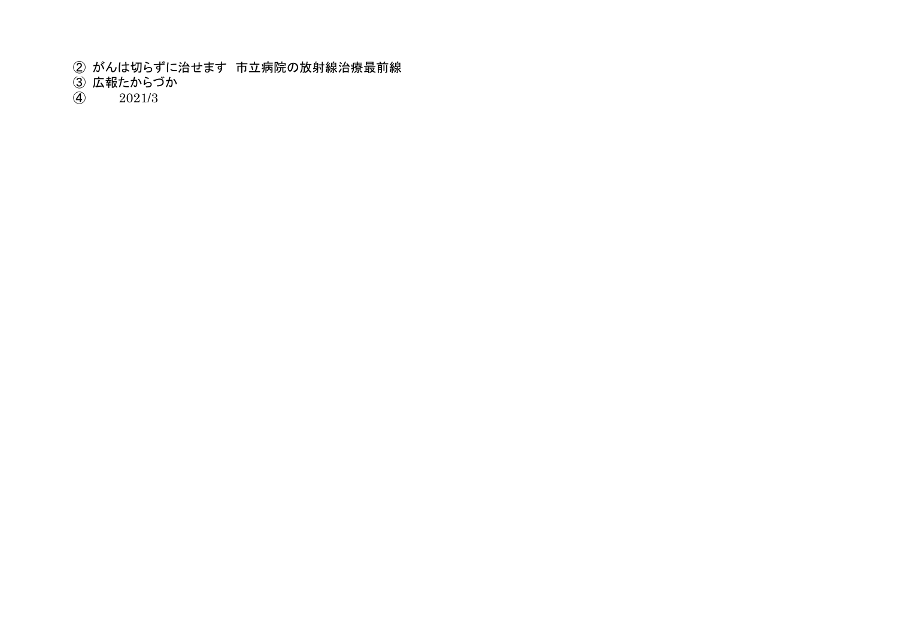② がんは切らずに治せます 市立病院の放射線治療最前線

③ 広報たからづか

④ 2021/3